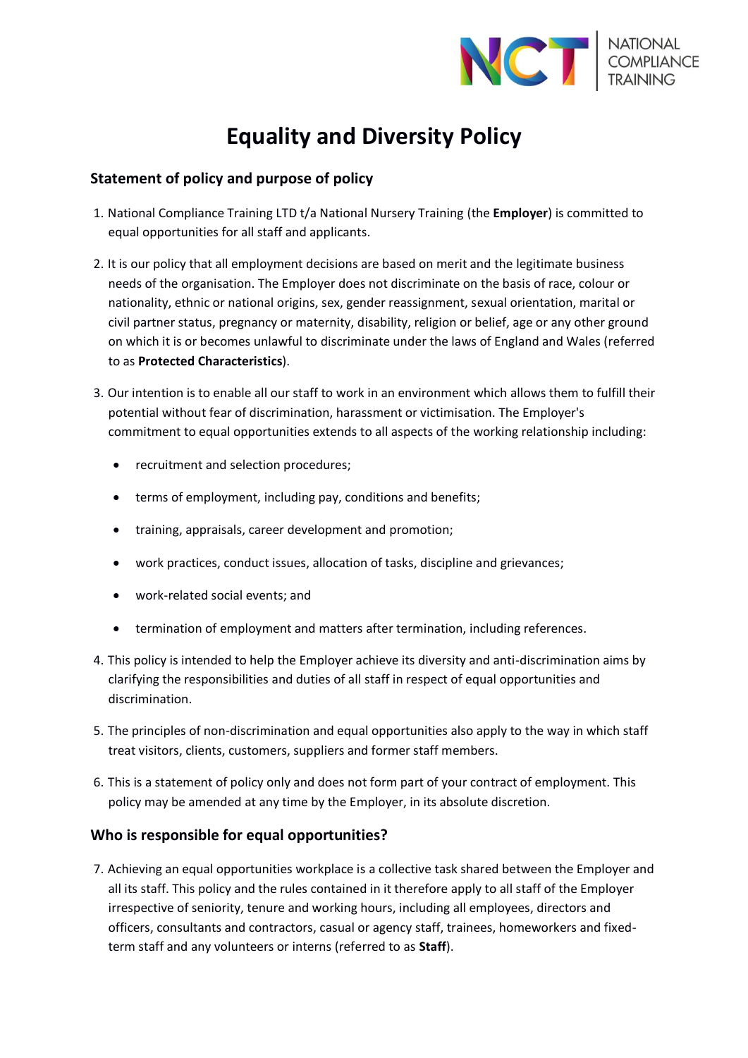# Equality and Diversity Policy

## Statement of policy and purpose of policy

1. National Compliance Training LTD t/a National Nursery Training (the **Employer**) is committed to equal opportunities for all staff and applicants.

2. It is our policy that all employment decisions are based on merit and the legitimate business needs of the organisation. The Employer does not discriminate on the basis of race, colour or nationality, ethnic or national origins, sex, gender reassignment, sexual orientation, marital or civil partner status, pregnancy or maternity, disability, religion or belief, age or any other ground on which it is or becomes unlawful to discriminate under the laws of England and Wales (referred to as **Protected Characteristics**).

3. Our intention is to enable all our staff to work in an environment which allows them to fulfill their potential without fear of discrimination, harassment or victimisation. The Employer's commitment to equal opportunities extends to all aspects of the working relationship including:

   - recruitment and selection procedures;
   - terms of employment, including pay, conditions and benefits;
   - training, appraisals, career development and promotion;
   - work practices, conduct issues, allocation of tasks, discipline and grievances;
   - work-related social events; and
   - termination of employment and matters after termination, including references.

4. This policy is intended to help the Employer achieve its diversity and anti-discrimination aims by clarifying the responsibilities and duties of all staff in respect of equal opportunities and discrimination.

5. The principles of non-discrimination and equal opportunities also apply to the way in which staff treat visitors, clients, customers, suppliers and former staff members.

6. This is a statement of policy only and does not form part of your contract of employment. This policy may be amended at any time by the Employer, in its absolute discretion.

## Who is responsible for equal opportunities?

7. Achieving an equal opportunities workplace is a collective task shared between the Employer and all its staff. This policy and the rules contained in it therefore apply to all staff of the Employer irrespective of seniority, tenure and working hours, including all employees, directors and officers, consultants and contractors, casual or agency staff, trainees, homeworkers and fixed-term staff and any volunteers or interns (referred to as **Staff**).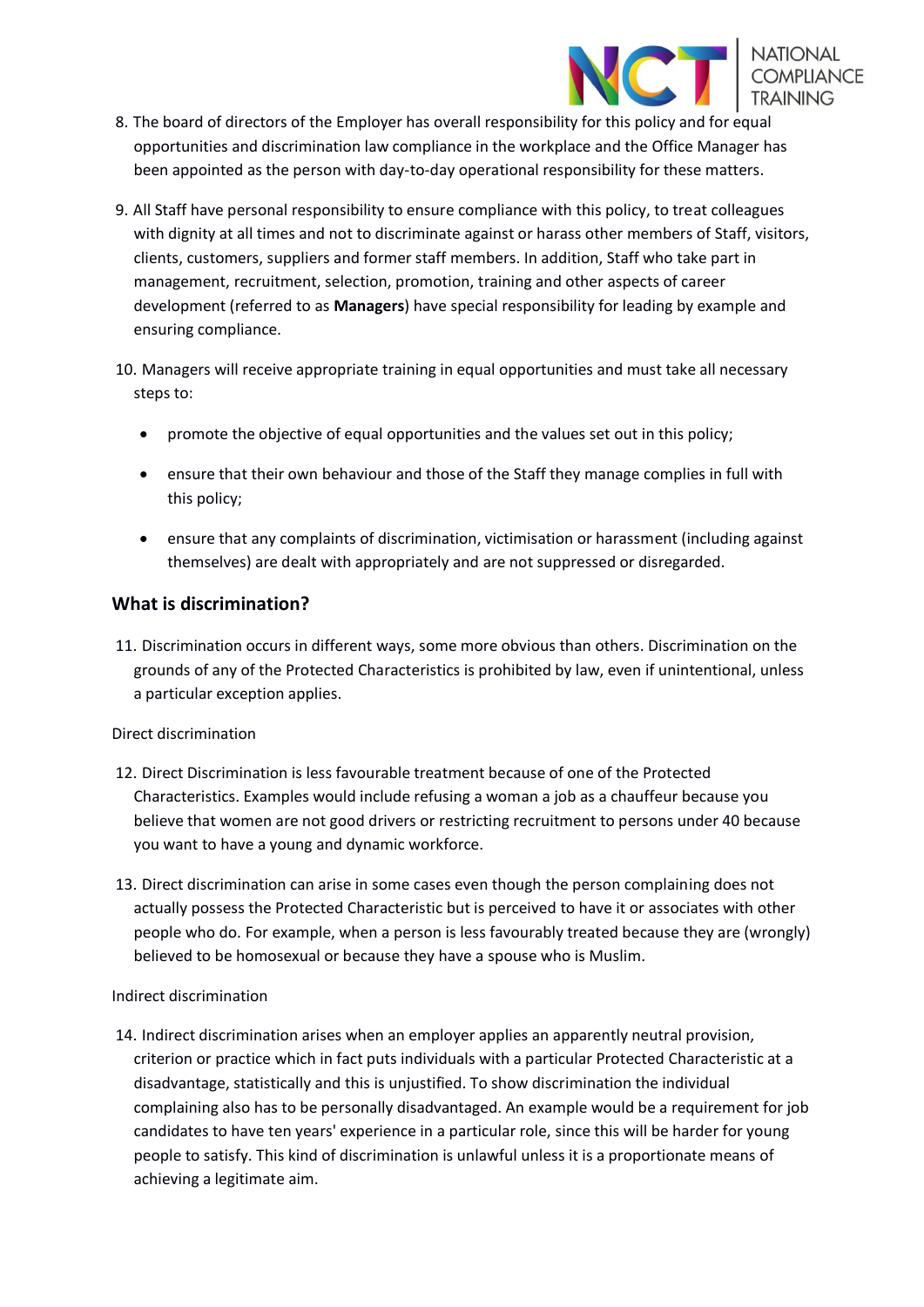8. The board of directors of the Employer has overall responsibility for this policy and for equal opportunities and discrimination law compliance in the workplace and the Office Manager has been appointed as the person with day-to-day operational responsibility for these matters.

9. All Staff have personal responsibility to ensure compliance with this policy, to treat colleagues with dignity at all times and not to discriminate against or harass other members of Staff, visitors, clients, customers, suppliers and former staff members. In addition, Staff who take part in management, recruitment, selection, promotion, training and other aspects of career development (referred to as **Managers**) have special responsibility for leading by example and ensuring compliance.

10. Managers will receive appropriate training in equal opportunities and must take all necessary steps to:

    - promote the objective of equal opportunities and the values set out in this policy;
    - ensure that their own behaviour and those of the Staff they manage complies in full with this policy;
    - ensure that any complaints of discrimination, victimisation or harassment (including against themselves) are dealt with appropriately and are not suppressed or disregarded.

## What is discrimination?

11. Discrimination occurs in different ways, some more obvious than others. Discrimination on the grounds of any of the Protected Characteristics is prohibited by law, even if unintentional, unless a particular exception applies.

Direct discrimination

12. Direct Discrimination is less favourable treatment because of one of the Protected Characteristics. Examples would include refusing a woman a job as a chauffeur because you believe that women are not good drivers or restricting recruitment to persons under 40 because you want to have a young and dynamic workforce.

13. Direct discrimination can arise in some cases even though the person complaining does not actually possess the Protected Characteristic but is perceived to have it or associates with other people who do. For example, when a person is less favourably treated because they are (wrongly) believed to be homosexual or because they have a spouse who is Muslim.

Indirect discrimination

14. Indirect discrimination arises when an employer applies an apparently neutral provision, criterion or practice which in fact puts individuals with a particular Protected Characteristic at a disadvantage, statistically and this is unjustified. To show discrimination the individual complaining also has to be personally disadvantaged. An example would be a requirement for job candidates to have ten years' experience in a particular role, since this will be harder for young people to satisfy. This kind of discrimination is unlawful unless it is a proportionate means of achieving a legitimate aim.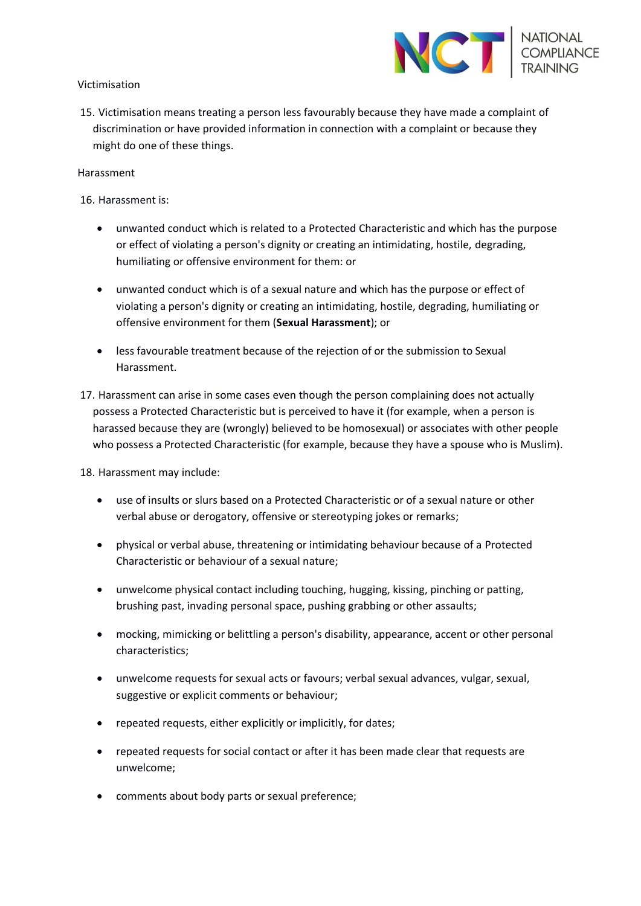Victimisation

15. Victimisation means treating a person less favourably because they have made a complaint of discrimination or have provided information in connection with a complaint or because they might do one of these things.

Harassment

16. Harassment is:

- unwanted conduct which is related to a Protected Characteristic and which has the purpose or effect of violating a person's dignity or creating an intimidating, hostile, degrading, humiliating or offensive environment for them: or
- unwanted conduct which is of a sexual nature and which has the purpose or effect of violating a person's dignity or creating an intimidating, hostile, degrading, humiliating or offensive environment for them (**Sexual Harassment**); or
- less favourable treatment because of the rejection of or the submission to Sexual Harassment.

17. Harassment can arise in some cases even though the person complaining does not actually possess a Protected Characteristic but is perceived to have it (for example, when a person is harassed because they are (wrongly) believed to be homosexual) or associates with other people who possess a Protected Characteristic (for example, because they have a spouse who is Muslim).

18. Harassment may include:

- use of insults or slurs based on a Protected Characteristic or of a sexual nature or other verbal abuse or derogatory, offensive or stereotyping jokes or remarks;
- physical or verbal abuse, threatening or intimidating behaviour because of a Protected Characteristic or behaviour of a sexual nature;
- unwelcome physical contact including touching, hugging, kissing, pinching or patting, brushing past, invading personal space, pushing grabbing or other assaults;
- mocking, mimicking or belittling a person's disability, appearance, accent or other personal characteristics;
- unwelcome requests for sexual acts or favours; verbal sexual advances, vulgar, sexual, suggestive or explicit comments or behaviour;
- repeated requests, either explicitly or implicitly, for dates;
- repeated requests for social contact or after it has been made clear that requests are unwelcome;
- comments about body parts or sexual preference;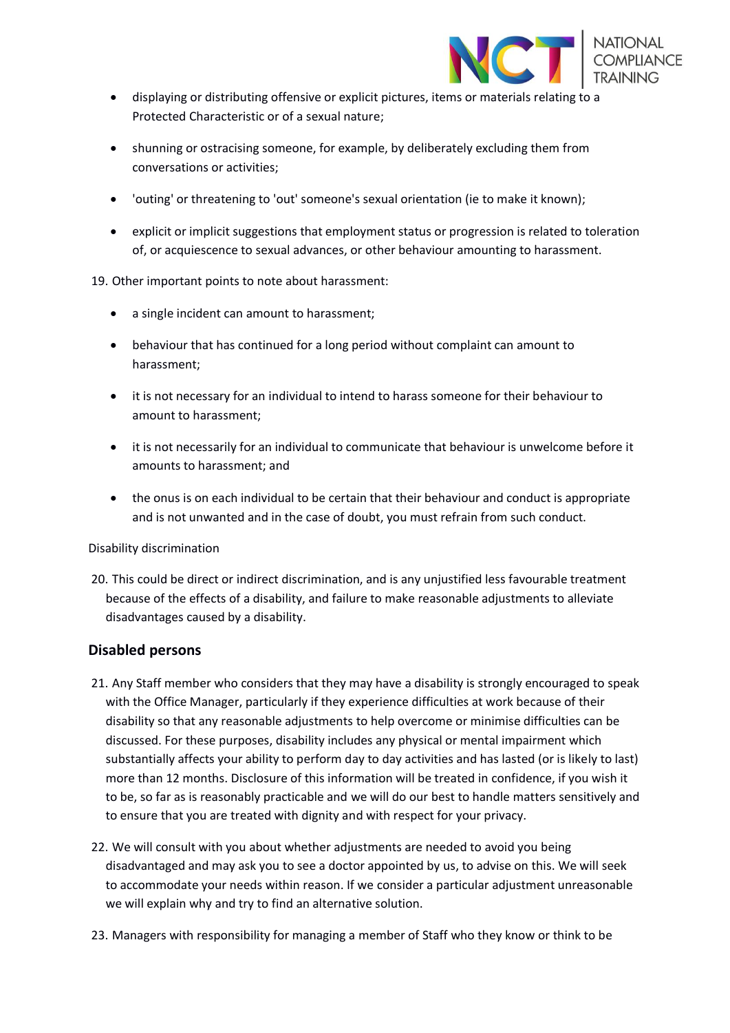- displaying or distributing offensive or explicit pictures, items or materials relating to a Protected Characteristic or of a sexual nature;
- shunning or ostracising someone, for example, by deliberately excluding them from conversations or activities;
- 'outing' or threatening to 'out' someone's sexual orientation (ie to make it known);
- explicit or implicit suggestions that employment status or progression is related to toleration of, or acquiescence to sexual advances, or other behaviour amounting to harassment.

19. Other important points to note about harassment:

- a single incident can amount to harassment;
- behaviour that has continued for a long period without complaint can amount to harassment;
- it is not necessary for an individual to intend to harass someone for their behaviour to amount to harassment;
- it is not necessarily for an individual to communicate that behaviour is unwelcome before it amounts to harassment; and
- the onus is on each individual to be certain that their behaviour and conduct is appropriate and is not unwanted and in the case of doubt, you must refrain from such conduct.

Disability discrimination

20. This could be direct or indirect discrimination, and is any unjustified less favourable treatment because of the effects of a disability, and failure to make reasonable adjustments to alleviate disadvantages caused by a disability.

## Disabled persons

21. Any Staff member who considers that they may have a disability is strongly encouraged to speak with the Office Manager, particularly if they experience difficulties at work because of their disability so that any reasonable adjustments to help overcome or minimise difficulties can be discussed. For these purposes, disability includes any physical or mental impairment which substantially affects your ability to perform day to day activities and has lasted (or is likely to last) more than 12 months. Disclosure of this information will be treated in confidence, if you wish it to be, so far as is reasonably practicable and we will do our best to handle matters sensitively and to ensure that you are treated with dignity and with respect for your privacy.

22. We will consult with you about whether adjustments are needed to avoid you being disadvantaged and may ask you to see a doctor appointed by us, to advise on this. We will seek to accommodate your needs within reason. If we consider a particular adjustment unreasonable we will explain why and try to find an alternative solution.

23. Managers with responsibility for managing a member of Staff who they know or think to be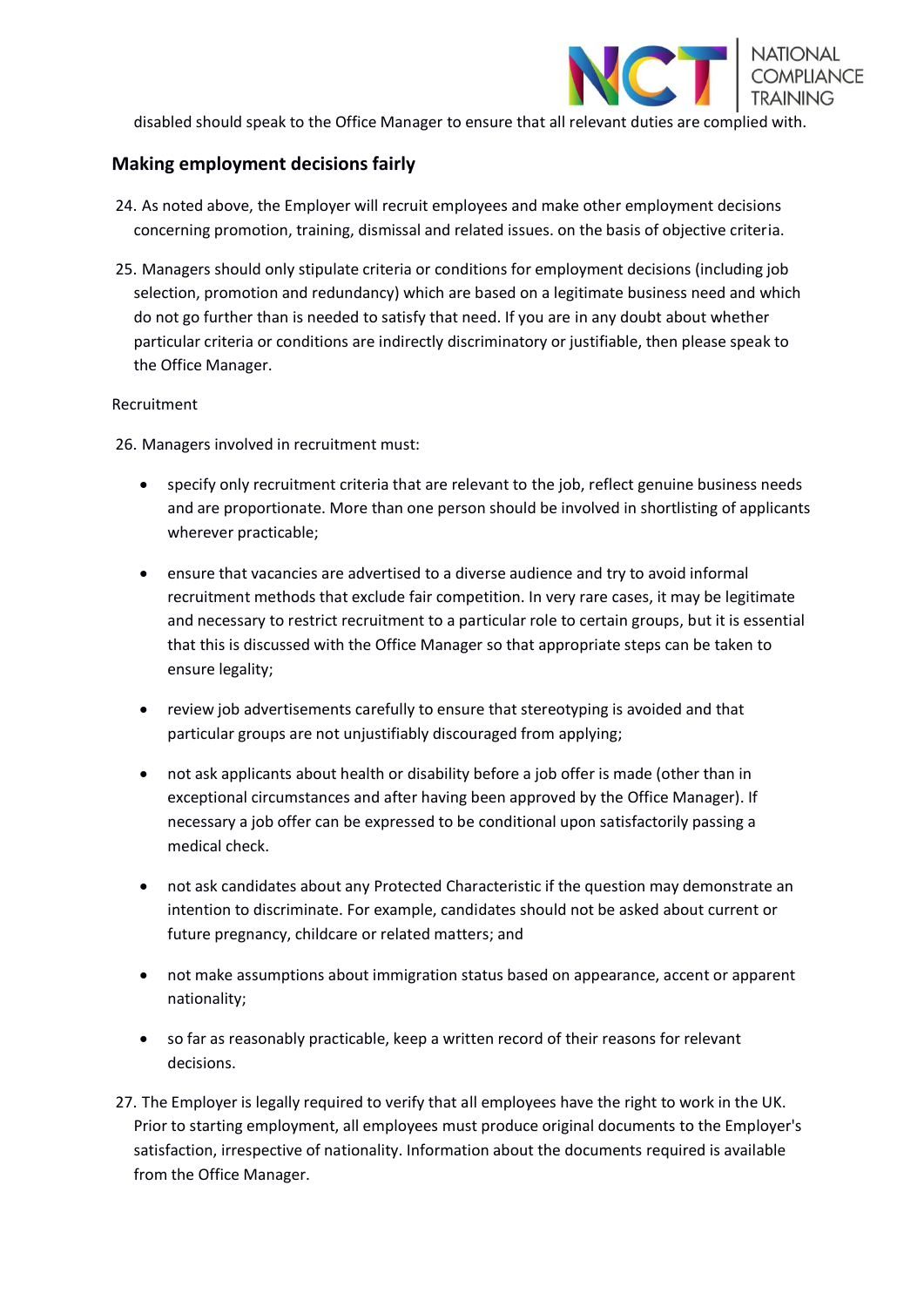disabled should speak to the Office Manager to ensure that all relevant duties are complied with.

## Making employment decisions fairly

24. As noted above, the Employer will recruit employees and make other employment decisions concerning promotion, training, dismissal and related issues. on the basis of objective criteria.

25. Managers should only stipulate criteria or conditions for employment decisions (including job selection, promotion and redundancy) which are based on a legitimate business need and which do not go further than is needed to satisfy that need. If you are in any doubt about whether particular criteria or conditions are indirectly discriminatory or justifiable, then please speak to the Office Manager.

Recruitment

26. Managers involved in recruitment must:

- specify only recruitment criteria that are relevant to the job, reflect genuine business needs and are proportionate. More than one person should be involved in shortlisting of applicants wherever practicable;
- ensure that vacancies are advertised to a diverse audience and try to avoid informal recruitment methods that exclude fair competition. In very rare cases, it may be legitimate and necessary to restrict recruitment to a particular role to certain groups, but it is essential that this is discussed with the Office Manager so that appropriate steps can be taken to ensure legality;
- review job advertisements carefully to ensure that stereotyping is avoided and that particular groups are not unjustifiably discouraged from applying;
- not ask applicants about health or disability before a job offer is made (other than in exceptional circumstances and after having been approved by the Office Manager). If necessary a job offer can be expressed to be conditional upon satisfactorily passing a medical check.
- not ask candidates about any Protected Characteristic if the question may demonstrate an intention to discriminate. For example, candidates should not be asked about current or future pregnancy, childcare or related matters; and
- not make assumptions about immigration status based on appearance, accent or apparent nationality;
- so far as reasonably practicable, keep a written record of their reasons for relevant decisions.

27. The Employer is legally required to verify that all employees have the right to work in the UK. Prior to starting employment, all employees must produce original documents to the Employer's satisfaction, irrespective of nationality. Information about the documents required is available from the Office Manager.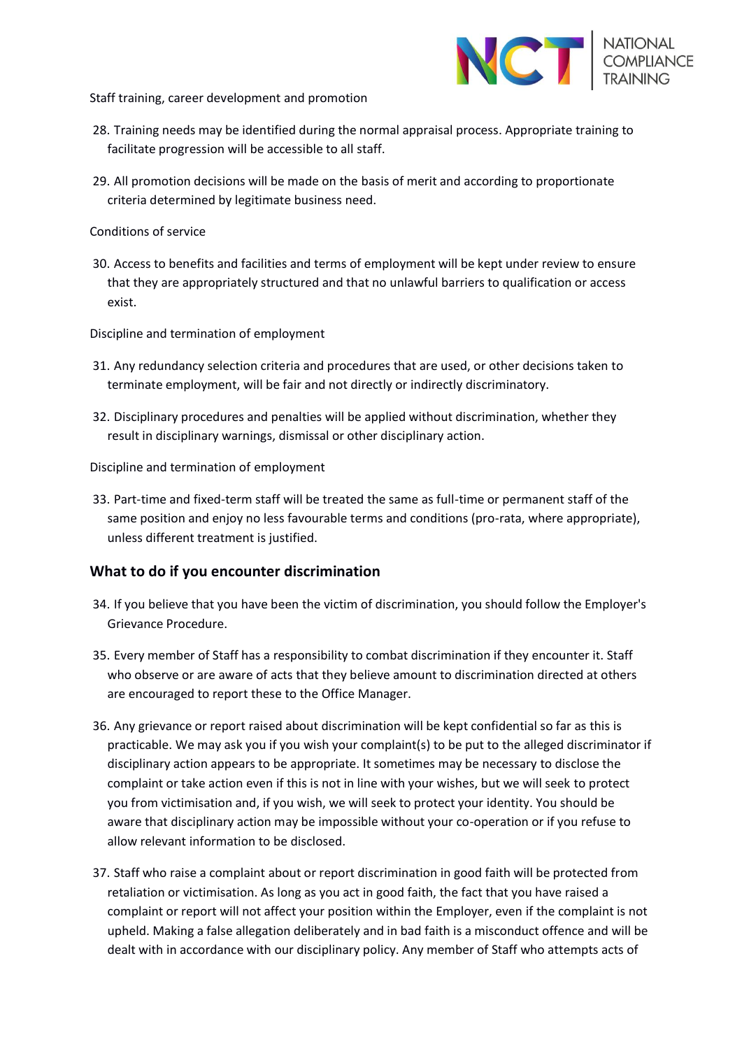Staff training, career development and promotion

28. Training needs may be identified during the normal appraisal process. Appropriate training to facilitate progression will be accessible to all staff.

29. All promotion decisions will be made on the basis of merit and according to proportionate criteria determined by legitimate business need.

Conditions of service

30. Access to benefits and facilities and terms of employment will be kept under review to ensure that they are appropriately structured and that no unlawful barriers to qualification or access exist.

Discipline and termination of employment

31. Any redundancy selection criteria and procedures that are used, or other decisions taken to terminate employment, will be fair and not directly or indirectly discriminatory.

32. Disciplinary procedures and penalties will be applied without discrimination, whether they result in disciplinary warnings, dismissal or other disciplinary action.

Discipline and termination of employment

33. Part-time and fixed-term staff will be treated the same as full-time or permanent staff of the same position and enjoy no less favourable terms and conditions (pro-rata, where appropriate), unless different treatment is justified.

## What to do if you encounter discrimination

34. If you believe that you have been the victim of discrimination, you should follow the Employer's Grievance Procedure.

35. Every member of Staff has a responsibility to combat discrimination if they encounter it. Staff who observe or are aware of acts that they believe amount to discrimination directed at others are encouraged to report these to the Office Manager.

36. Any grievance or report raised about discrimination will be kept confidential so far as this is practicable. We may ask you if you wish your complaint(s) to be put to the alleged discriminator if disciplinary action appears to be appropriate. It sometimes may be necessary to disclose the complaint or take action even if this is not in line with your wishes, but we will seek to protect you from victimisation and, if you wish, we will seek to protect your identity. You should be aware that disciplinary action may be impossible without your co-operation or if you refuse to allow relevant information to be disclosed.

37. Staff who raise a complaint about or report discrimination in good faith will be protected from retaliation or victimisation. As long as you act in good faith, the fact that you have raised a complaint or report will not affect your position within the Employer, even if the complaint is not upheld. Making a false allegation deliberately and in bad faith is a misconduct offence and will be dealt with in accordance with our disciplinary policy. Any member of Staff who attempts acts of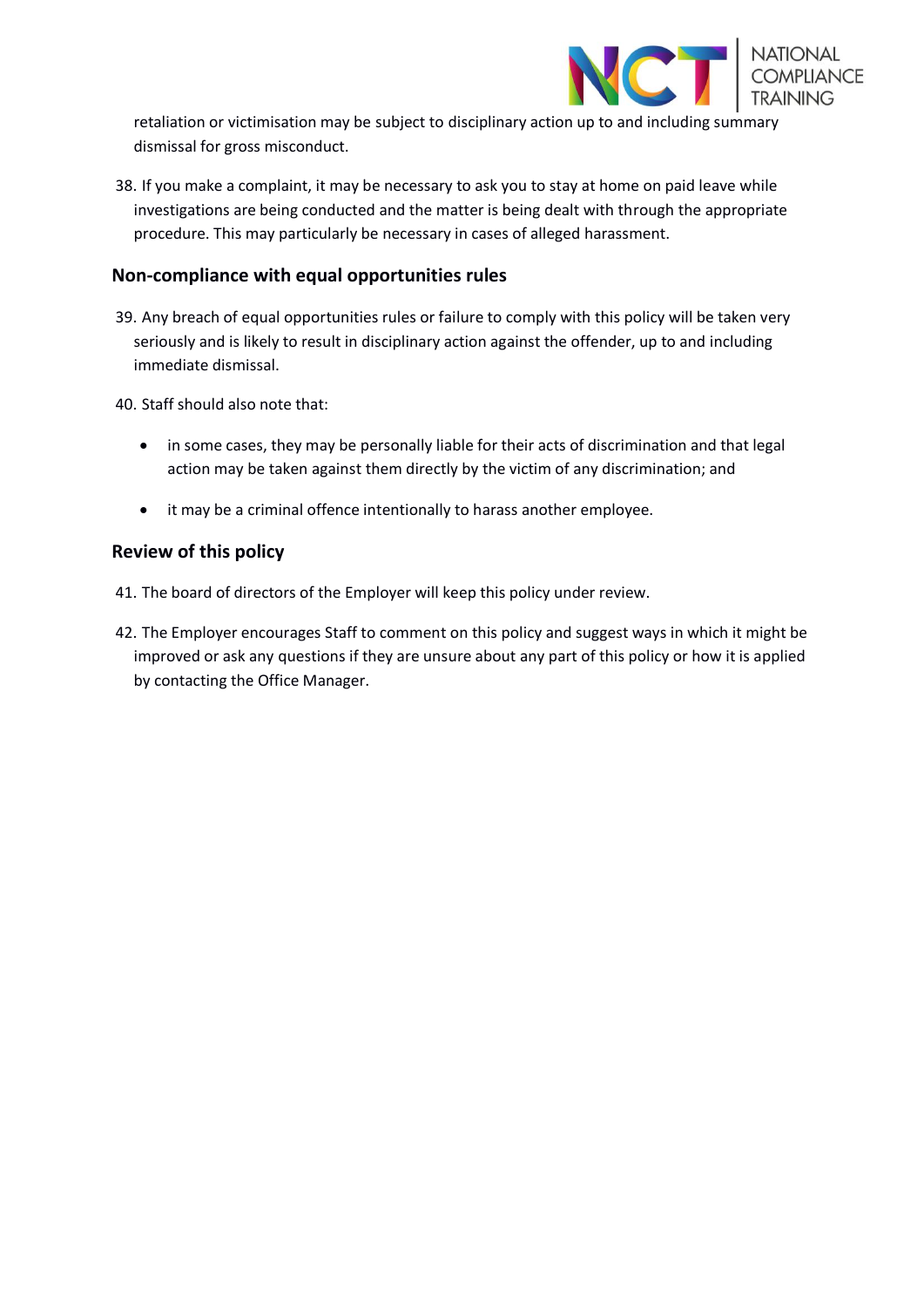retaliation or victimisation may be subject to disciplinary action up to and including summary dismissal for gross misconduct.

38. If you make a complaint, it may be necessary to ask you to stay at home on paid leave while investigations are being conducted and the matter is being dealt with through the appropriate procedure. This may particularly be necessary in cases of alleged harassment.

### Non-compliance with equal opportunities rules

39. Any breach of equal opportunities rules or failure to comply with this policy will be taken very seriously and is likely to result in disciplinary action against the offender, up to and including immediate dismissal.

40. Staff should also note that:

    - in some cases, they may be personally liable for their acts of discrimination and that legal action may be taken against them directly by the victim of any discrimination; and
    - it may be a criminal offence intentionally to harass another employee.

### Review of this policy

41. The board of directors of the Employer will keep this policy under review.

42. The Employer encourages Staff to comment on this policy and suggest ways in which it might be improved or ask any questions if they are unsure about any part of this policy or how it is applied by contacting the Office Manager.